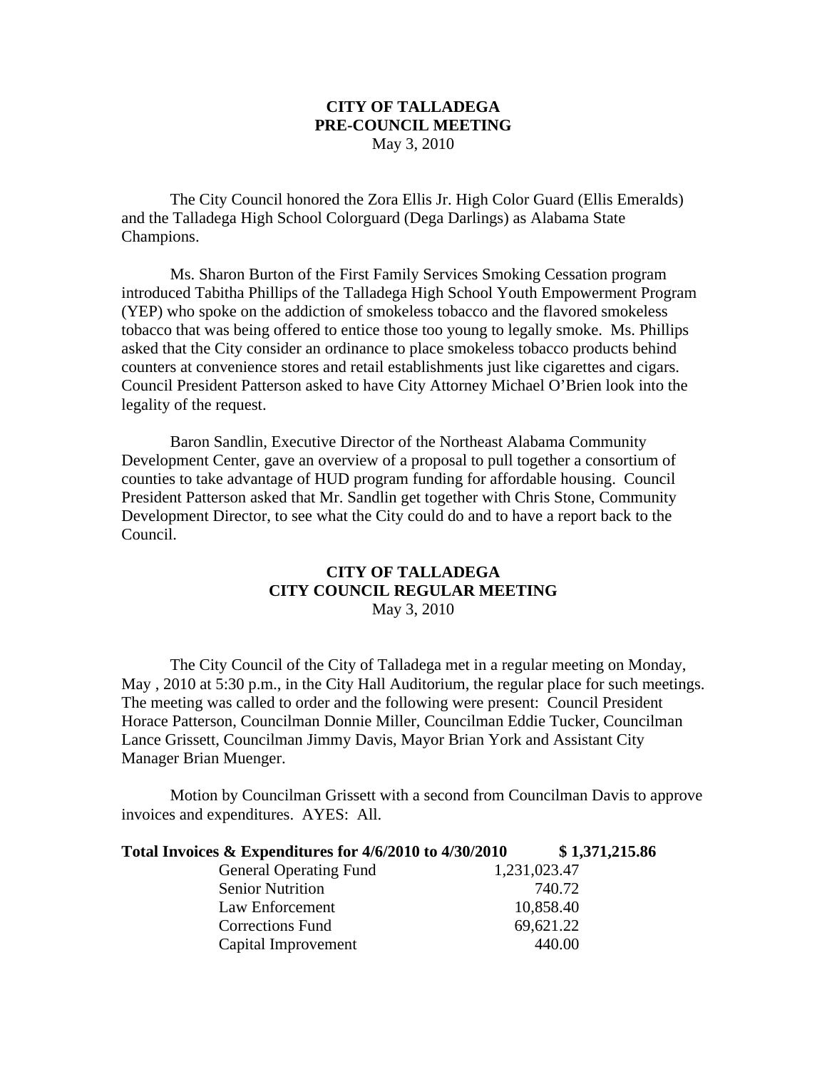**CITY OF TALLADEGA**
**PRE-COUNCIL MEETING**
May 3, 2010

The City Council honored the Zora Ellis Jr. High Color Guard (Ellis Emeralds) and the Talladega High School Colorguard (Dega Darlings) as Alabama State Champions.

Ms. Sharon Burton of the First Family Services Smoking Cessation program introduced Tabitha Phillips of the Talladega High School Youth Empowerment Program (YEP) who spoke on the addiction of smokeless tobacco and the flavored smokeless tobacco that was being offered to entice those too young to legally smoke. Ms. Phillips asked that the City consider an ordinance to place smokeless tobacco products behind counters at convenience stores and retail establishments just like cigarettes and cigars. Council President Patterson asked to have City Attorney Michael O'Brien look into the legality of the request.

Baron Sandlin, Executive Director of the Northeast Alabama Community Development Center, gave an overview of a proposal to pull together a consortium of counties to take advantage of HUD program funding for affordable housing. Council President Patterson asked that Mr. Sandlin get together with Chris Stone, Community Development Director, to see what the City could do and to have a report back to the Council.

**CITY OF TALLADEGA**
**CITY COUNCIL REGULAR MEETING**
May 3, 2010

The City Council of the City of Talladega met in a regular meeting on Monday, May , 2010 at 5:30 p.m., in the City Hall Auditorium, the regular place for such meetings. The meeting was called to order and the following were present: Council President Horace Patterson, Councilman Donnie Miller, Councilman Eddie Tucker, Councilman Lance Grissett, Councilman Jimmy Davis, Mayor Brian York and Assistant City Manager Brian Muenger.

Motion by Councilman Grissett with a second from Councilman Davis to approve invoices and expenditures. AYES: All.

| **Total Invoices & Expenditures for 4/6/2010 to 4/30/2010** | | **$ 1,371,215.86** |
|---|---|---|
| General Operating Fund | 1,231,023.47 | |
| Senior Nutrition | 740.72 | |
| Law Enforcement | 10,858.40 | |
| Corrections Fund | 69,621.22 | |
| Capital Improvement | 440.00 | |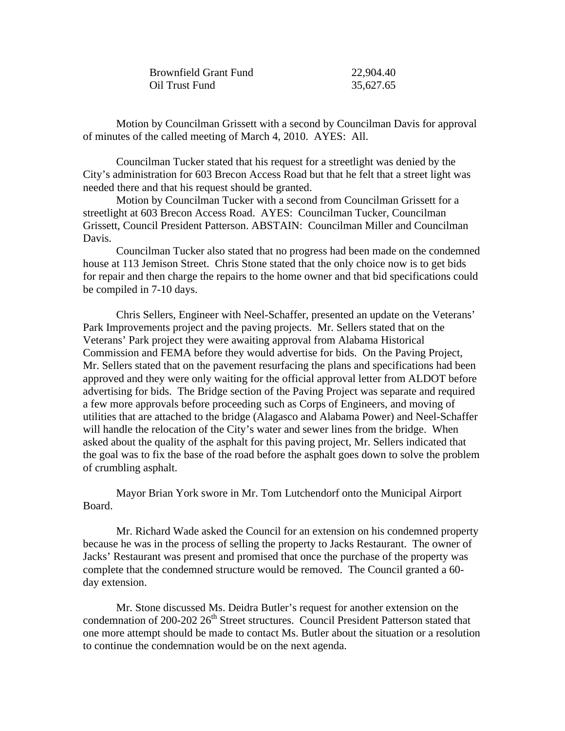| | |
|---|---|
| Brownfield Grant Fund | 22,904.40 |
| Oil Trust Fund | 35,627.65 |

Motion by Councilman Grissett with a second by Councilman Davis for approval of minutes of the called meeting of March 4, 2010. AYES: All.

Councilman Tucker stated that his request for a streetlight was denied by the City's administration for 603 Brecon Access Road but that he felt that a street light was needed there and that his request should be granted.

Motion by Councilman Tucker with a second from Councilman Grissett for a streetlight at 603 Brecon Access Road. AYES: Councilman Tucker, Councilman Grissett, Council President Patterson. ABSTAIN: Councilman Miller and Councilman Davis.

Councilman Tucker also stated that no progress had been made on the condemned house at 113 Jemison Street. Chris Stone stated that the only choice now is to get bids for repair and then charge the repairs to the home owner and that bid specifications could be compiled in 7-10 days.

Chris Sellers, Engineer with Neel-Schaffer, presented an update on the Veterans' Park Improvements project and the paving projects. Mr. Sellers stated that on the Veterans' Park project they were awaiting approval from Alabama Historical Commission and FEMA before they would advertise for bids. On the Paving Project, Mr. Sellers stated that on the pavement resurfacing the plans and specifications had been approved and they were only waiting for the official approval letter from ALDOT before advertising for bids. The Bridge section of the Paving Project was separate and required a few more approvals before proceeding such as Corps of Engineers, and moving of utilities that are attached to the bridge (Alagasco and Alabama Power) and Neel-Schaffer will handle the relocation of the City's water and sewer lines from the bridge. When asked about the quality of the asphalt for this paving project, Mr. Sellers indicated that the goal was to fix the base of the road before the asphalt goes down to solve the problem of crumbling asphalt.

Mayor Brian York swore in Mr. Tom Lutchendorf onto the Municipal Airport Board.

Mr. Richard Wade asked the Council for an extension on his condemned property because he was in the process of selling the property to Jacks Restaurant. The owner of Jacks' Restaurant was present and promised that once the purchase of the property was complete that the condemned structure would be removed. The Council granted a 60-day extension.

Mr. Stone discussed Ms. Deidra Butler's request for another extension on the condemnation of 200-202 26th Street structures. Council President Patterson stated that one more attempt should be made to contact Ms. Butler about the situation or a resolution to continue the condemnation would be on the next agenda.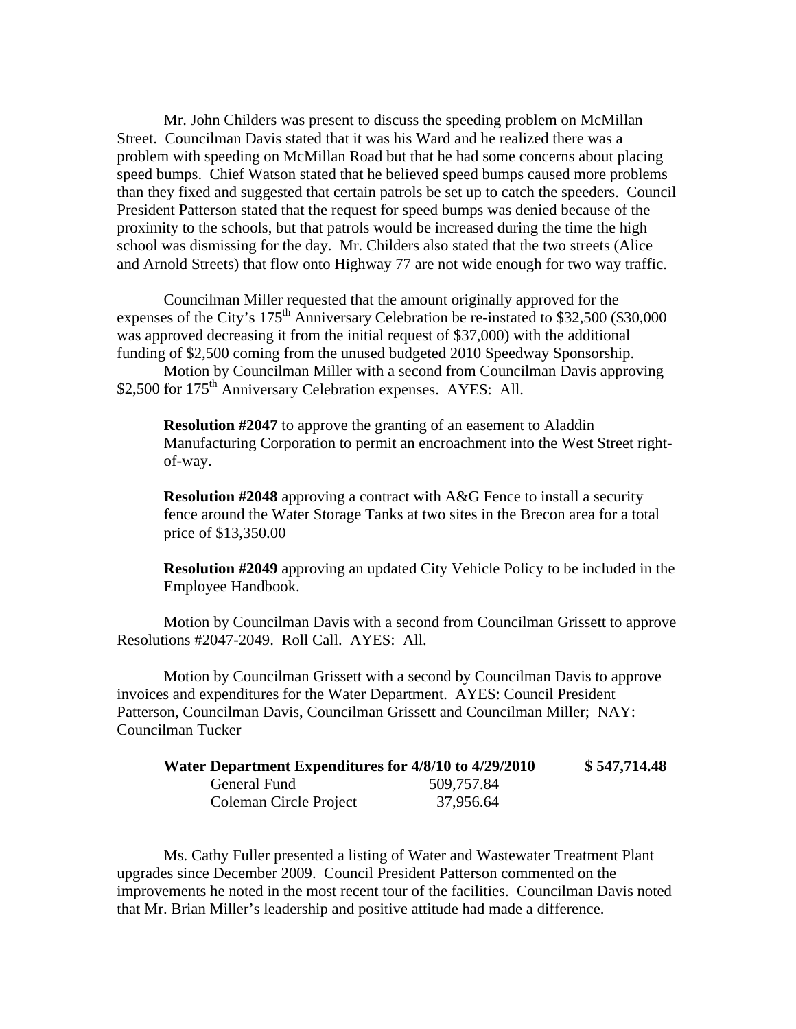Mr. John Childers was present to discuss the speeding problem on McMillan Street. Councilman Davis stated that it was his Ward and he realized there was a problem with speeding on McMillan Road but that he had some concerns about placing speed bumps. Chief Watson stated that he believed speed bumps caused more problems than they fixed and suggested that certain patrols be set up to catch the speeders. Council President Patterson stated that the request for speed bumps was denied because of the proximity to the schools, but that patrols would be increased during the time the high school was dismissing for the day. Mr. Childers also stated that the two streets (Alice and Arnold Streets) that flow onto Highway 77 are not wide enough for two way traffic.

Councilman Miller requested that the amount originally approved for the expenses of the City's 175th Anniversary Celebration be re-instated to $32,500 ($30,000 was approved decreasing it from the initial request of $37,000) with the additional funding of $2,500 coming from the unused budgeted 2010 Speedway Sponsorship.

Motion by Councilman Miller with a second from Councilman Davis approving $2,500 for 175th Anniversary Celebration expenses. AYES: All.

> **Resolution #2047** to approve the granting of an easement to Aladdin Manufacturing Corporation to permit an encroachment into the West Street right-of-way.
>
> **Resolution #2048** approving a contract with A&G Fence to install a security fence around the Water Storage Tanks at two sites in the Brecon area for a total price of $13,350.00
>
> **Resolution #2049** approving an updated City Vehicle Policy to be included in the Employee Handbook.

Motion by Councilman Davis with a second from Councilman Grissett to approve Resolutions #2047-2049. Roll Call. AYES: All.

Motion by Councilman Grissett with a second by Councilman Davis to approve invoices and expenditures for the Water Department. AYES: Council President Patterson, Councilman Davis, Councilman Grissett and Councilman Miller; NAY: Councilman Tucker

| **Water Department Expenditures for 4/8/10 to 4/29/2010** | | **$ 547,714.48** |
|---|---|---|
| General Fund | 509,757.84 | |
| Coleman Circle Project | 37,956.64 | |

Ms. Cathy Fuller presented a listing of Water and Wastewater Treatment Plant upgrades since December 2009. Council President Patterson commented on the improvements he noted in the most recent tour of the facilities. Councilman Davis noted that Mr. Brian Miller's leadership and positive attitude had made a difference.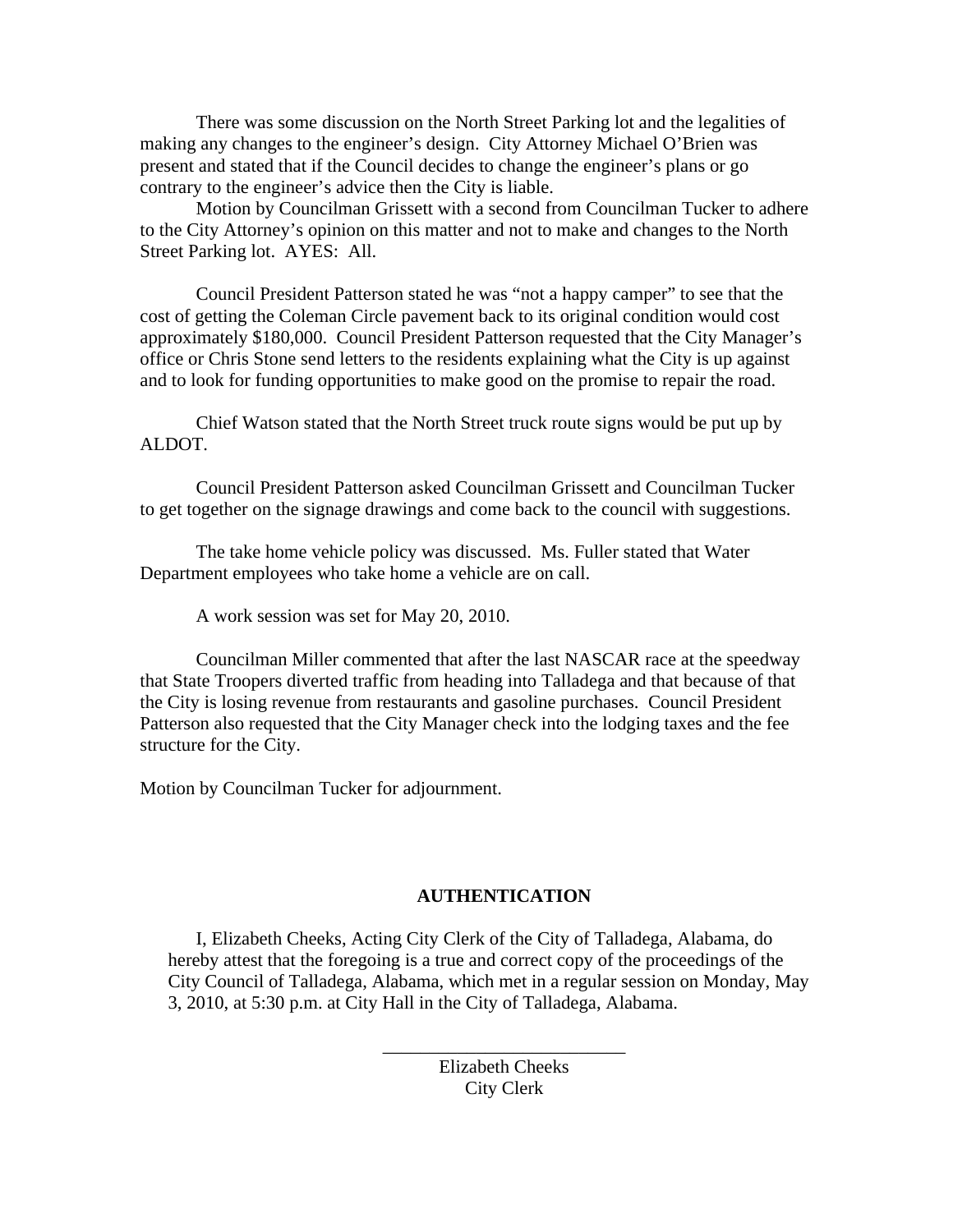There was some discussion on the North Street Parking lot and the legalities of making any changes to the engineer's design. City Attorney Michael O'Brien was present and stated that if the Council decides to change the engineer's plans or go contrary to the engineer's advice then the City is liable.

Motion by Councilman Grissett with a second from Councilman Tucker to adhere to the City Attorney's opinion on this matter and not to make and changes to the North Street Parking lot. AYES: All.

Council President Patterson stated he was "not a happy camper" to see that the cost of getting the Coleman Circle pavement back to its original condition would cost approximately $180,000. Council President Patterson requested that the City Manager's office or Chris Stone send letters to the residents explaining what the City is up against and to look for funding opportunities to make good on the promise to repair the road.

Chief Watson stated that the North Street truck route signs would be put up by ALDOT.

Council President Patterson asked Councilman Grissett and Councilman Tucker to get together on the signage drawings and come back to the council with suggestions.

The take home vehicle policy was discussed. Ms. Fuller stated that Water Department employees who take home a vehicle are on call.

A work session was set for May 20, 2010.

Councilman Miller commented that after the last NASCAR race at the speedway that State Troopers diverted traffic from heading into Talladega and that because of that the City is losing revenue from restaurants and gasoline purchases. Council President Patterson also requested that the City Manager check into the lodging taxes and the fee structure for the City.

Motion by Councilman Tucker for adjournment.

**AUTHENTICATION**

I, Elizabeth Cheeks, Acting City Clerk of the City of Talladega, Alabama, do hereby attest that the foregoing is a true and correct copy of the proceedings of the City Council of Talladega, Alabama, which met in a regular session on Monday, May 3, 2010, at 5:30 p.m. at City Hall in the City of Talladega, Alabama.

\_\_\_\_\_\_\_\_\_\_\_\_\_\_\_\_\_\_\_\_\_\_\_\_\_\_

Elizabeth Cheeks
City Clerk